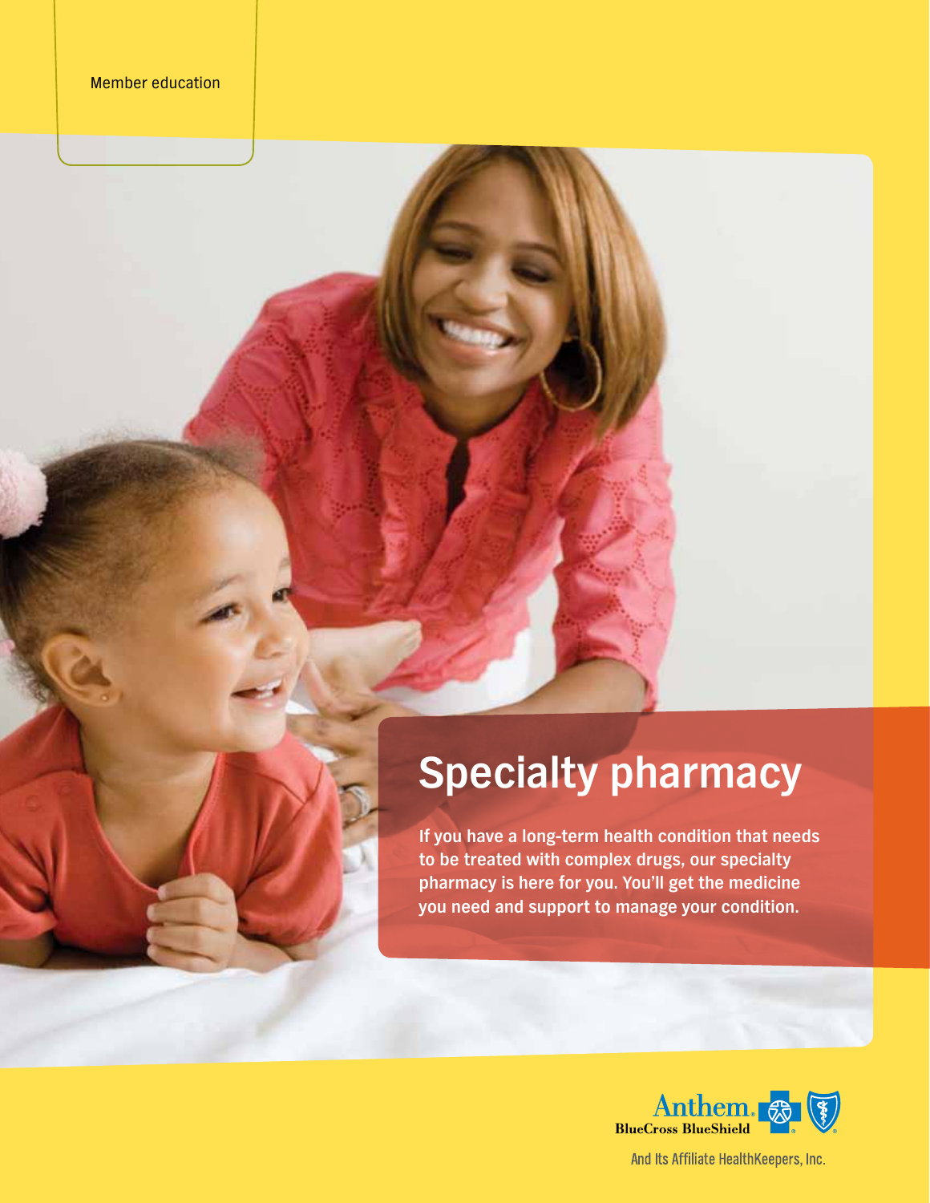Member education

# Specialty pharmacy

**If you have a long-term health condition that needs to be treated with complex drugs, our specialty pharmacy is here for you. You'll get the medicine you need and support to manage your condition.**

Anthem BlueCross BlueShield

And Its Affiliate HealthKeepers, Inc.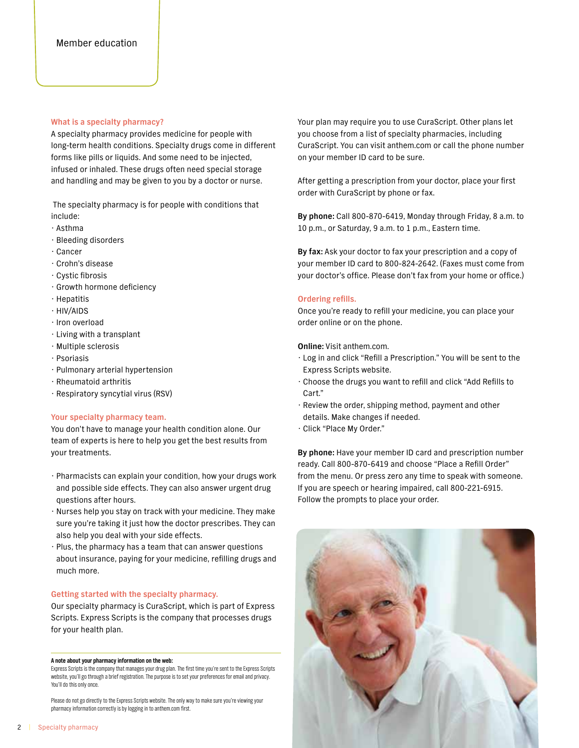Member education

## What is a specialty pharmacy?

A specialty pharmacy provides medicine for people with long-term health conditions. Specialty drugs come in different forms like pills or liquids. And some need to be injected, infused or inhaled. These drugs often need special storage and handling and may be given to you by a doctor or nurse.

The specialty pharmacy is for people with conditions that include:

- Asthma
- Bleeding disorders
- Cancer
- Crohn's disease
- Cystic fibrosis
- Growth hormone deficiency
- Hepatitis
- HIV/AIDS
- Iron overload
- Living with a transplant
- Multiple sclerosis
- Psoriasis
- Pulmonary arterial hypertension
- Rheumatoid arthritis
- Respiratory syncytial virus (RSV)

## Your specialty pharmacy team.

You don't have to manage your health condition alone. Our team of experts is here to help you get the best results from your treatments.

- Pharmacists can explain your condition, how your drugs work and possible side effects. They can also answer urgent drug questions after hours.
- Nurses help you stay on track with your medicine. They make sure you're taking it just how the doctor prescribes. They can also help you deal with your side effects.
- Plus, the pharmacy has a team that can answer questions about insurance, paying for your medicine, refilling drugs and much more.

## Getting started with the specialty pharmacy.

Our specialty pharmacy is CuraScript, which is part of Express Scripts. Express Scripts is the company that processes drugs for your health plan.

**A note about your pharmacy information on the web:**
Express Scripts is the company that manages your drug plan. The first time you're sent to the Express Scripts website, you'll go through a brief registration. The purpose is to set your preferences for email and privacy. You'll do this only once.

Please do not go directly to the Express Scripts website. The only way to make sure you're viewing your pharmacy information correctly is by logging in to anthem.com first.

Your plan may require you to use CuraScript. Other plans let you choose from a list of specialty pharmacies, including CuraScript. You can visit anthem.com or call the phone number on your member ID card to be sure.

After getting a prescription from your doctor, place your first order with CuraScript by phone or fax.

**By phone:** Call 800-870-6419, Monday through Friday, 8 a.m. to 10 p.m., or Saturday, 9 a.m. to 1 p.m., Eastern time.

**By fax:** Ask your doctor to fax your prescription and a copy of your member ID card to 800-824-2642. (Faxes must come from your doctor's office. Please don't fax from your home or office.)

## Ordering refills.

Once you're ready to refill your medicine, you can place your order online or on the phone.

**Online:** Visit anthem.com.

- Log in and click "Refill a Prescription." You will be sent to the Express Scripts website.
- Choose the drugs you want to refill and click "Add Refills to Cart."
- Review the order, shipping method, payment and other details. Make changes if needed.
- Click "Place My Order."

**By phone:** Have your member ID card and prescription number ready. Call 800-870-6419 and choose "Place a Refill Order" from the menu. Or press zero any time to speak with someone. If you are speech or hearing impaired, call 800-221-6915. Follow the prompts to place your order.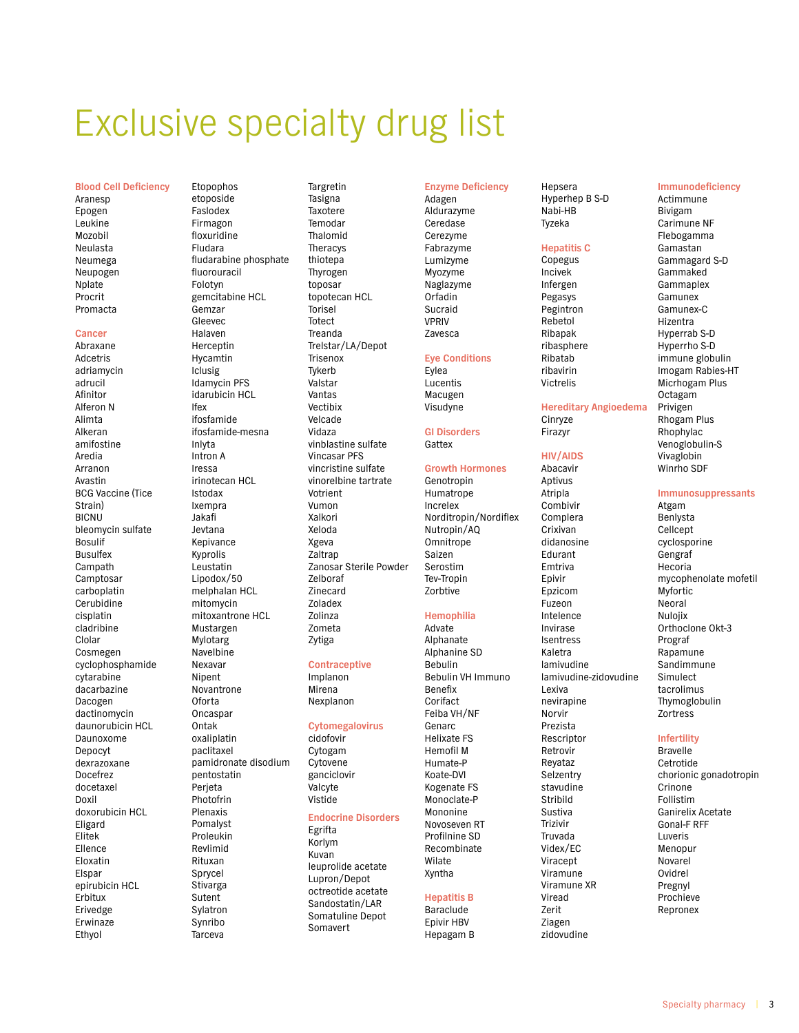# Exclusive specialty drug list

## Blood Cell Deficiency

Aranesp
Epogen
Leukine
Mozobil
Neulasta
Neumega
Neupogen
Nplate
Procrit
Promacta

## Cancer

Abraxane
Adcetris
adriamycin
adrucil
Afinitor
Alferon N
Alimta
Alkeran
amifostine
Aredia
Arranon
Avastin
BCG Vaccine (Tice Strain)
BICNU
bleomycin sulfate
Bosulif
Busulfex
Campath
Camptosar
carboplatin
Cerubidine
cisplatin
cladribine
Clolar
Cosmegen
cyclophosphamide
cytarabine
dacarbazine
Dacogen
dactinomycin
daunorubicin HCL
Daunoxome
Depocyt
dexrazoxane
Docefrez
docetaxel
Doxil
doxorubicin HCL
Eligard
Elitek
Ellence
Eloxatin
Elspar
epirubicin HCL
Erbitux
Erivedge
Erwinaze
Ethyol
Etopophos
etoposide
Faslodex
Firmagon
floxuridine
Fludara
fludarabine phosphate
fluorouracil
Folotyn
gemcitabine HCL
Gemzar
Gleevec
Halaven
Herceptin
Hycamtin
Iclusig
Idamycin PFS
idarubicin HCL
Ifex
ifosfamide
ifosfamide-mesna
Inlyta
Intron A
Iressa
irinotecan HCL
Istodax
Ixempra
Jakafi
Jevtana
Kepivance
Kyprolis
Leustatin
Lipodox/50
melphalan HCL
mitomycin
mitoxantrone HCL
Mustargen
Mylotarg
Navelbine
Nexavar
Nipent
Novantrone
Oforta
Oncaspar
Ontak
oxaliplatin
paclitaxel
pamidronate disodium
pentostatin
Perjeta
Photofrin
Plenaxis
Pomalyst
Proleukin
Revlimid
Rituxan
Sprycel
Stivarga
Sutent
Sylatron
Synribo
Tarceva
Targretin
Tasigna
Taxotere
Temodar
Thalomid
Theracys
thiotepa
Thyrogen
toposar
topotecan HCL
Torisel
Totect
Treanda
Trelstar/LA/Depot
Trisenox
Tykerb
Valstar
Vantas
Vectibix
Velcade
Vidaza
vinblastine sulfate
Vincasar PFS
vincristine sulfate
vinorelbine tartrate
Votrient
Vumon
Xalkori
Xeloda
Xgeva
Zaltrap
Zanosar Sterile Powder
Zelboraf
Zinecard
Zoladex
Zolinza
Zometa
Zytiga

## Contraceptive

Implanon
Mirena
Nexplanon

## Cytomegalovirus

cidofovir
Cytogam
Cytovene
ganciclovir
Valcyte
Vistide

## Endocrine Disorders

Egrifta
Korlym
Kuvan
leuprolide acetate
Lupron/Depot
octreotide acetate
Sandostatin/LAR
Somatuline Depot
Somavert

## Enzyme Deficiency

Adagen
Aldurazyme
Ceredase
Cerezyme
Fabrazyme
Lumizyme
Myozyme
Naglazyme
Orfadin
Sucraid
VPRIV
Zavesca

## Eye Conditions

Eylea
Lucentis
Macugen
Visudyne

## GI Disorders

Gattex

## Growth Hormones

Genotropin
Humatrope
Increlex
Norditropin/Nordiflex
Nutropin/AQ
Omnitrope
Saizen
Serostim
Tev-Tropin
Zorbtive

## Hemophilia

Advate
Alphanate
Alphanine SD
Bebulin
Bebulin VH Immuno
Benefix
Corifact
Feiba VH/NF
Genarc
Helixate FS
Hemofil M
Humate-P
Koate-DVI
Kogenate FS
Monoclate-P
Mononine
Novoseven RT
Profilnine SD
Recombinate
Wilate
Xyntha

## Hepatitis B

Baraclude
Epivir HBV
Hepagam B
Hepsera
Hyperhep B S-D
Nabi-HB
Tyzeka

## Hepatitis C

Copegus
Incivek
Infergen
Pegasys
Pegintron
Rebetol
Ribapak
ribasphere
Ribatab
ribavirin
Victrelis

## Hereditary Angioedema

Cinryze
Firazyr

## HIV/AIDS

Abacavir
Aptivus
Atripla
Combivir
Complera
Crixivan
didanosine
Edurant
Emtriva
Epivir
Epzicom
Fuzeon
Intelence
Invirase
Isentress
Kaletra
lamivudine
lamivudine-zidovudine
Lexiva
nevirapine
Norvir
Prezista
Rescriptor
Retrovir
Reyataz
Selzentry
stavudine
Stribild
Sustiva
Trizivir
Truvada
Videx/EC
Viracept
Viramune
Viramune XR
Viread
Zerit
Ziagen
zidovudine

## Immunodeficiency

Actimmune
Bivigam
Carimune NF
Flebogamma
Gamastan
Gammagard S-D
Gammaked
Gammaplex
Gamunex
Gamunex-C
Hizentra
Hyperrab S-D
Hyperrho S-D
immune globulin
Imogam Rabies-HT
Micrhogam Plus
Octagam
Privigen
Rhogam Plus
Rhophylac
Venoglobulin-S
Vivaglobin
Winrho SDF

## Immunosuppressants

Atgam
Benlysta
Cellcept
cyclosporine
Gengraf
Hecoria
mycophenolate mofetil
Myfortic
Neoral
Nulojix
Orthoclone Okt-3
Prograf
Rapamune
Sandimmune
Simulect
tacrolimus
Thymoglobulin
Zortress

## Infertility

Bravelle
Cetrotide
chorionic gonadotropin
Crinone
Follistim
Ganirelix Acetate
Gonal-F RFF
Luveris
Menopur
Novarel
Ovidrel
Pregnyl
Prochieve
Repronex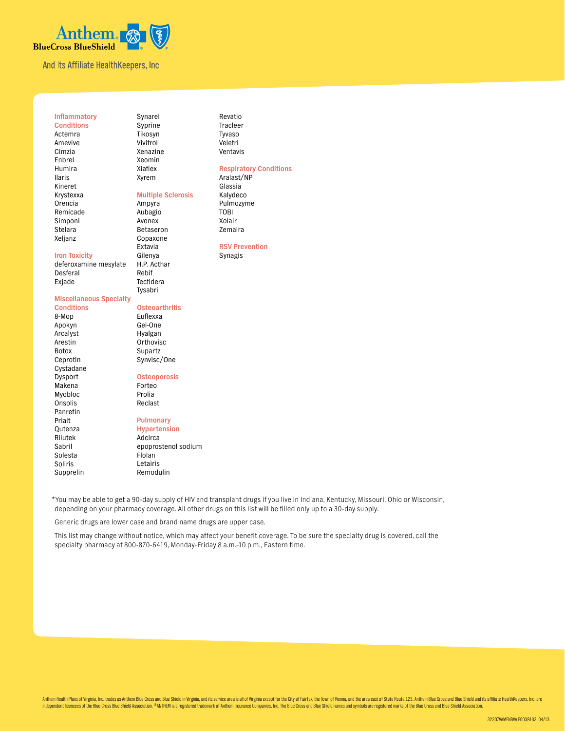Anthem BlueCross BlueShield

And Its Affiliate HealthKeepers, Inc.

Synarel
Syprine
Tikosyn
Vivitrol
Xenazine
Xeomin
Xiaflex
Xyrem

### Inflammatory Conditions

Actemra
Amevive
Cimzia
Enbrel
Humira
Ilaris
Kineret
Krystexxa
Orencia
Remicade
Simponi
Stelara
Xeljanz

### Iron Toxicity

deferoxamine mesylate
Desferal
Exjade

### Miscellaneous Specialty Conditions

8-Mop
Apokyn
Arcalyst
Arestin
Botox
Ceprotin
Cystadane
Dysport
Makena
Myobloc
Onsolis
Panretin
Prialt
Qutenza
Rilutek
Sabril
Solesta
Soliris
Supprelin
Synarel
Syprine
Tikosyn
Vivitrol
Xenazine
Xeomin
Xiaflex
Xyrem

### Multiple Sclerosis

Ampyra
Aubagio
Avonex
Betaseron
Copaxone
Extavia
Gilenya
H.P. Acthar
Rebif
Tecfidera
Tysabri

### Osteoarthritis

Euflexxa
Gel-One
Hyalgan
Orthovisc
Supartz
Synvisc/One

### Osteoporosis

Forteo
Prolia
Reclast

### Pulmonary Hypertension

Adcirca
epoprostenol sodium
Flolan
Letairis
Remodulin
Revatio
Tracleer
Tyvaso
Veletri
Ventavis

### Respiratory Conditions

Aralast/NP
Glassia
Kalydeco
Pulmozyme
TOBI
Xolair
Zemaira

### RSV Prevention

Synagis

*You may be able to get a 90-day supply of HIV and transplant drugs if you live in Indiana, Kentucky, Missouri, Ohio or Wisconsin, depending on your pharmacy coverage. All other drugs on this list will be filled only up to a 30-day supply.

Generic drugs are lower case and brand name drugs are upper case.

This list may change without notice, which may affect your benefit coverage. To be sure the specialty drug is covered, call the specialty pharmacy at 800-870-6419, Monday-Friday 8 a.m.-10 p.m., Eastern time.

Anthem Health Plans of Virginia, Inc. trades as Anthem Blue Cross and Blue Shield in Virginia, and its service area is all of Virginia except for the City of Fairfax, the Town of Vienna, and the area east of State Route 123. Anthem Blue Cross and Blue Shield and its affiliate HealthKeepers, Inc. are independent licensees of the Blue Cross Blue Shield Association. ®ANTHEM is a registered trademark of Anthem Insurance Companies, Inc. The Blue Cross and Blue Shield names and symbols are registered marks of the Blue Cross and Blue Shield Association.

32307VAMENBVA F0039183 04/13